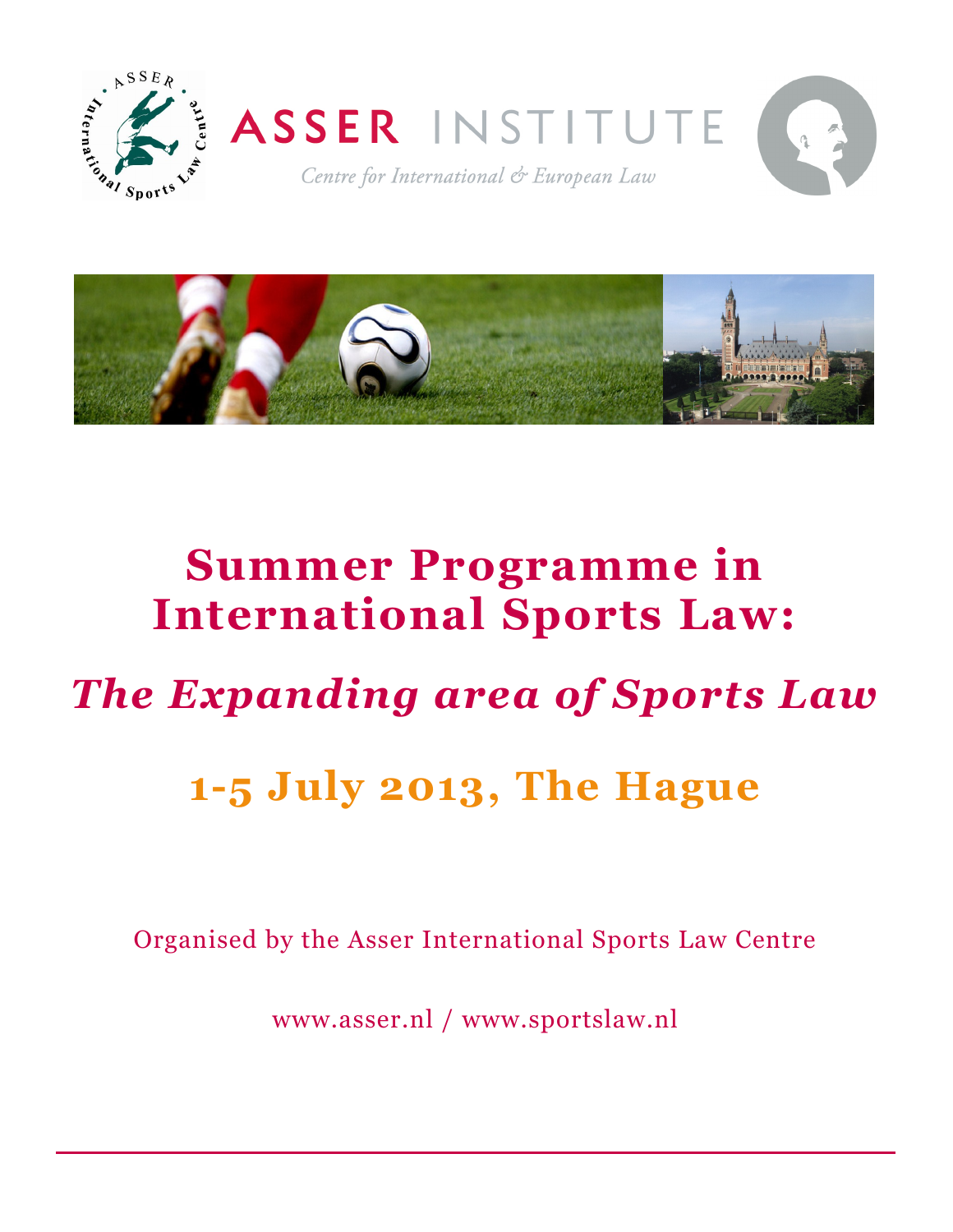ASSER INSTITUTE

*Centre for International & European Law*

# Summer Programme in International Sports Law:

## *The Expanding area of Sports Law*

## 1-5 July 2013, The Hague

Organised by the Asser International Sports Law Centre

www.asser.nl / www.sportslaw.nl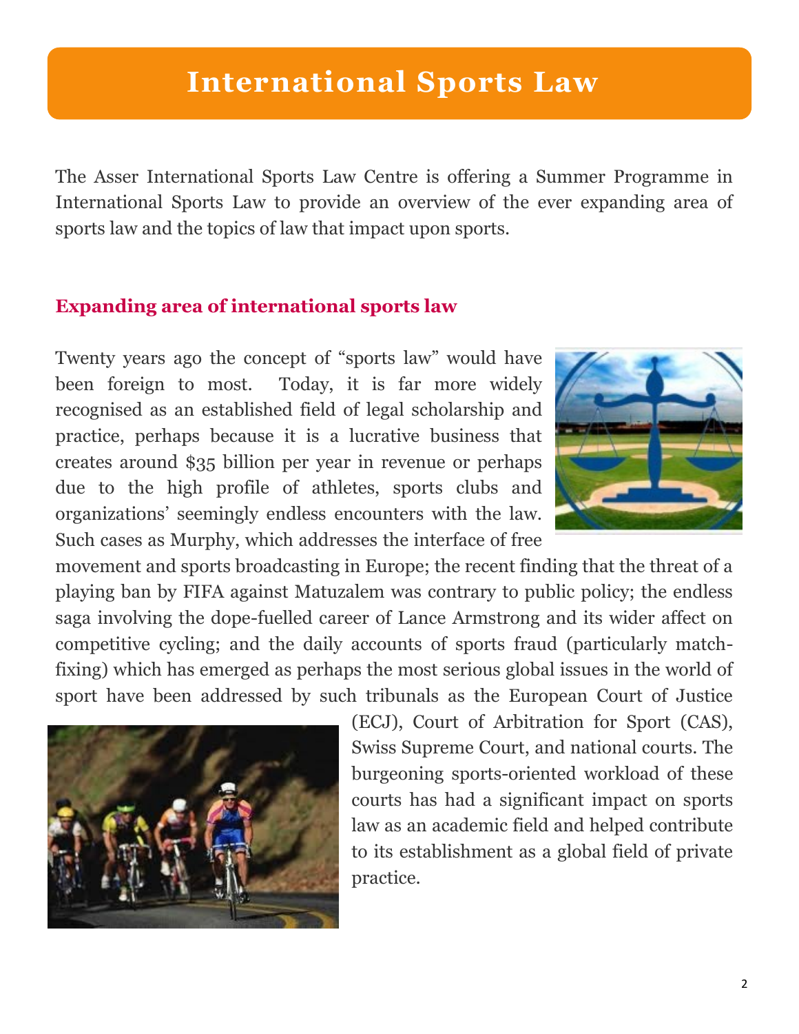# International Sports Law

The Asser International Sports Law Centre is offering a Summer Programme in International Sports Law to provide an overview of the ever expanding area of sports law and the topics of law that impact upon sports.

## Expanding area of international sports law

Twenty years ago the concept of "sports law" would have been foreign to most. Today, it is far more widely recognised as an established field of legal scholarship and practice, perhaps because it is a lucrative business that creates around $35 billion per year in revenue or perhaps due to the high profile of athletes, sports clubs and organizations' seemingly endless encounters with the law. Such cases as Murphy, which addresses the interface of free movement and sports broadcasting in Europe; the recent finding that the threat of a playing ban by FIFA against Matuzalem was contrary to public policy; the endless saga involving the dope-fuelled career of Lance Armstrong and its wider affect on competitive cycling; and the daily accounts of sports fraud (particularly match-fixing) which has emerged as perhaps the most serious global issues in the world of sport have been addressed by such tribunals as the European Court of Justice (ECJ), Court of Arbitration for Sport (CAS), Swiss Supreme Court, and national courts. The burgeoning sports-oriented workload of these courts has had a significant impact on sports law as an academic field and helped contribute to its establishment as a global field of private practice.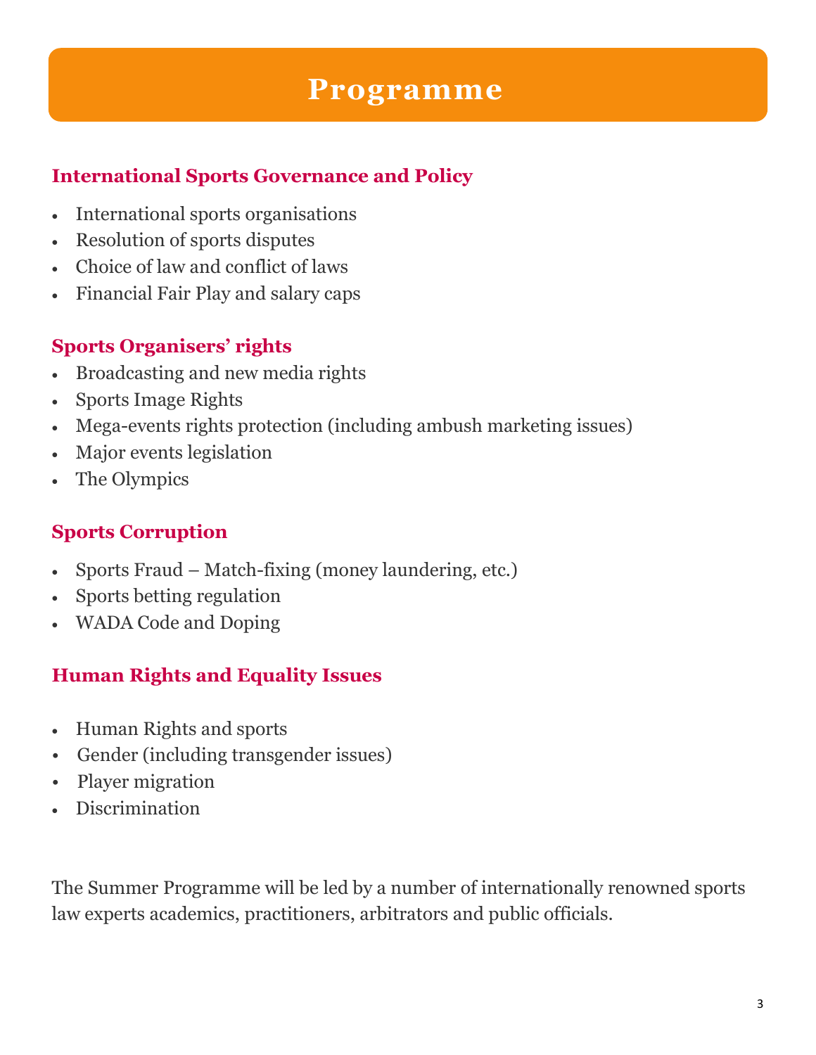# Programme

## International Sports Governance and Policy

- International sports organisations
- Resolution of sports disputes
- Choice of law and conflict of laws
- Financial Fair Play and salary caps

## Sports Organisers' rights

- Broadcasting and new media rights
- Sports Image Rights
- Mega-events rights protection (including ambush marketing issues)
- Major events legislation
- The Olympics

## Sports Corruption

- Sports Fraud – Match-fixing (money laundering, etc.)
- Sports betting regulation
- WADA Code and Doping

## Human Rights and Equality Issues

- Human Rights and sports
- Gender (including transgender issues)
- Player migration
- Discrimination

The Summer Programme will be led by a number of internationally renowned sports law experts academics, practitioners, arbitrators and public officials.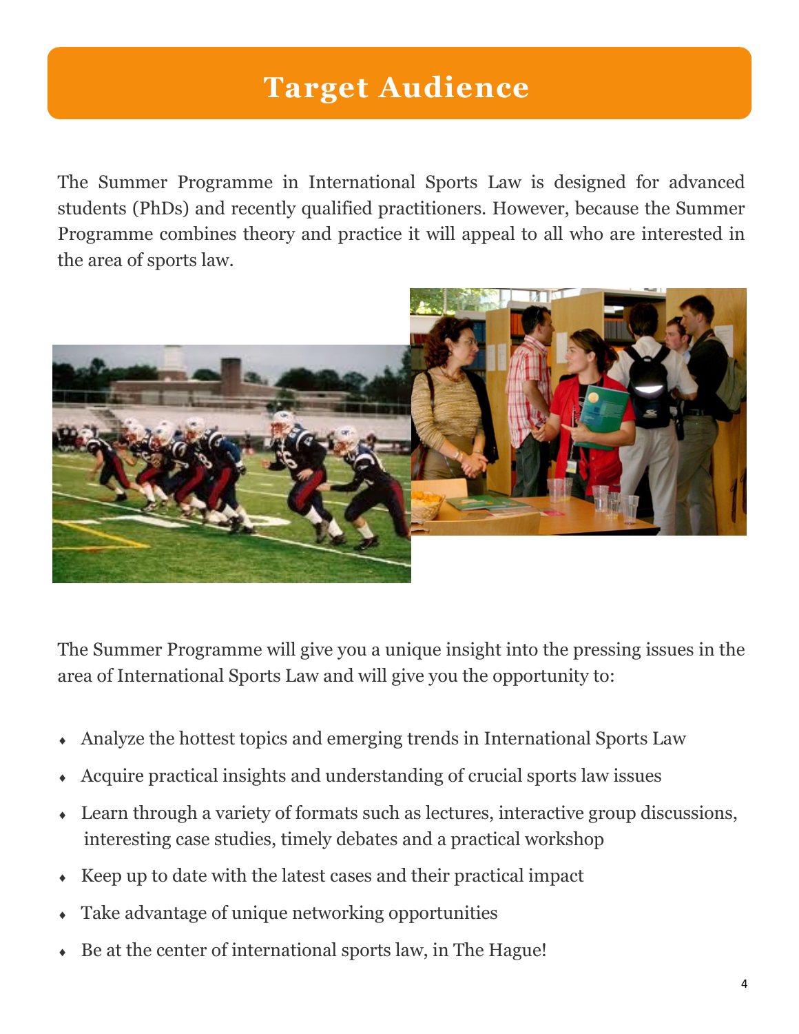# Target Audience

The Summer Programme in International Sports Law is designed for advanced students (PhDs) and recently qualified practitioners. However, because the Summer Programme combines theory and practice it will appeal to all who are interested in the area of sports law.

The Summer Programme will give you a unique insight into the pressing issues in the area of International Sports Law and will give you the opportunity to:

- Analyze the hottest topics and emerging trends in International Sports Law
- Acquire practical insights and understanding of crucial sports law issues
- Learn through a variety of formats such as lectures, interactive group discussions, interesting case studies, timely debates and a practical workshop
- Keep up to date with the latest cases and their practical impact
- Take advantage of unique networking opportunities
- Be at the center of international sports law, in The Hague!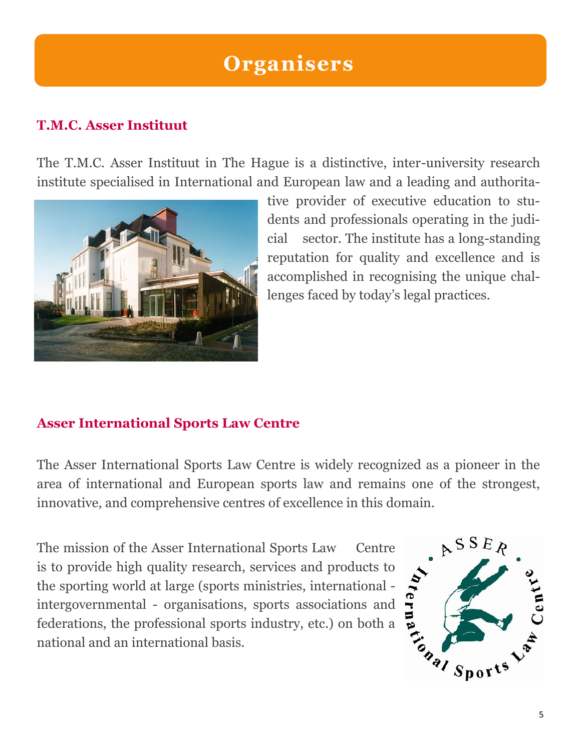# Organisers

## T.M.C. Asser Instituut

The T.M.C. Asser Instituut in The Hague is a distinctive, inter-university research institute specialised in International and European law and a leading and authoritative provider of executive education to students and professionals operating in the judicial sector. The institute has a long-standing reputation for quality and excellence and is accomplished in recognising the unique challenges faced by today's legal practices.

## Asser International Sports Law Centre

The Asser International Sports Law Centre is widely recognized as a pioneer in the area of international and European sports law and remains one of the strongest, innovative, and comprehensive centres of excellence in this domain.

The mission of the Asser International Sports Law Centre is to provide high quality research, services and products to the sporting world at large (sports ministries, international - intergovernmental - organisations, sports associations and federations, the professional sports industry, etc.) on both a national and an international basis.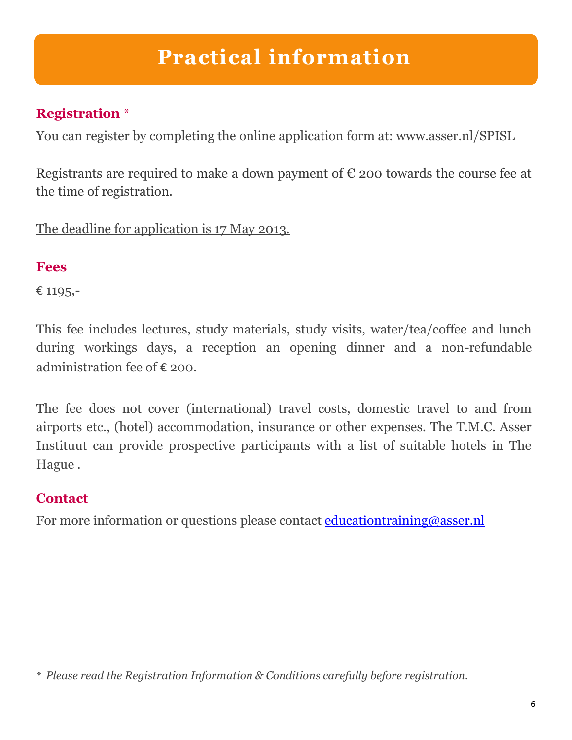# Practical information

## Registration *

You can register by completing the online application form at: www.asser.nl/SPISL

Registrants are required to make a down payment of € 200 towards the course fee at the time of registration.

The deadline for application is 17 May 2013.

## Fees

€ 1195,-

This fee includes lectures, study materials, study visits, water/tea/coffee and lunch during workings days, a reception an opening dinner and a non-refundable administration fee of € 200.

The fee does not cover (international) travel costs, domestic travel to and from airports etc., (hotel) accommodation, insurance or other expenses. The T.M.C. Asser Instituut can provide prospective participants with a list of suitable hotels in The Hague .

## Contact

For more information or questions please contact educationtraining@asser.nl

*\* Please read the Registration Information & Conditions carefully before registration.*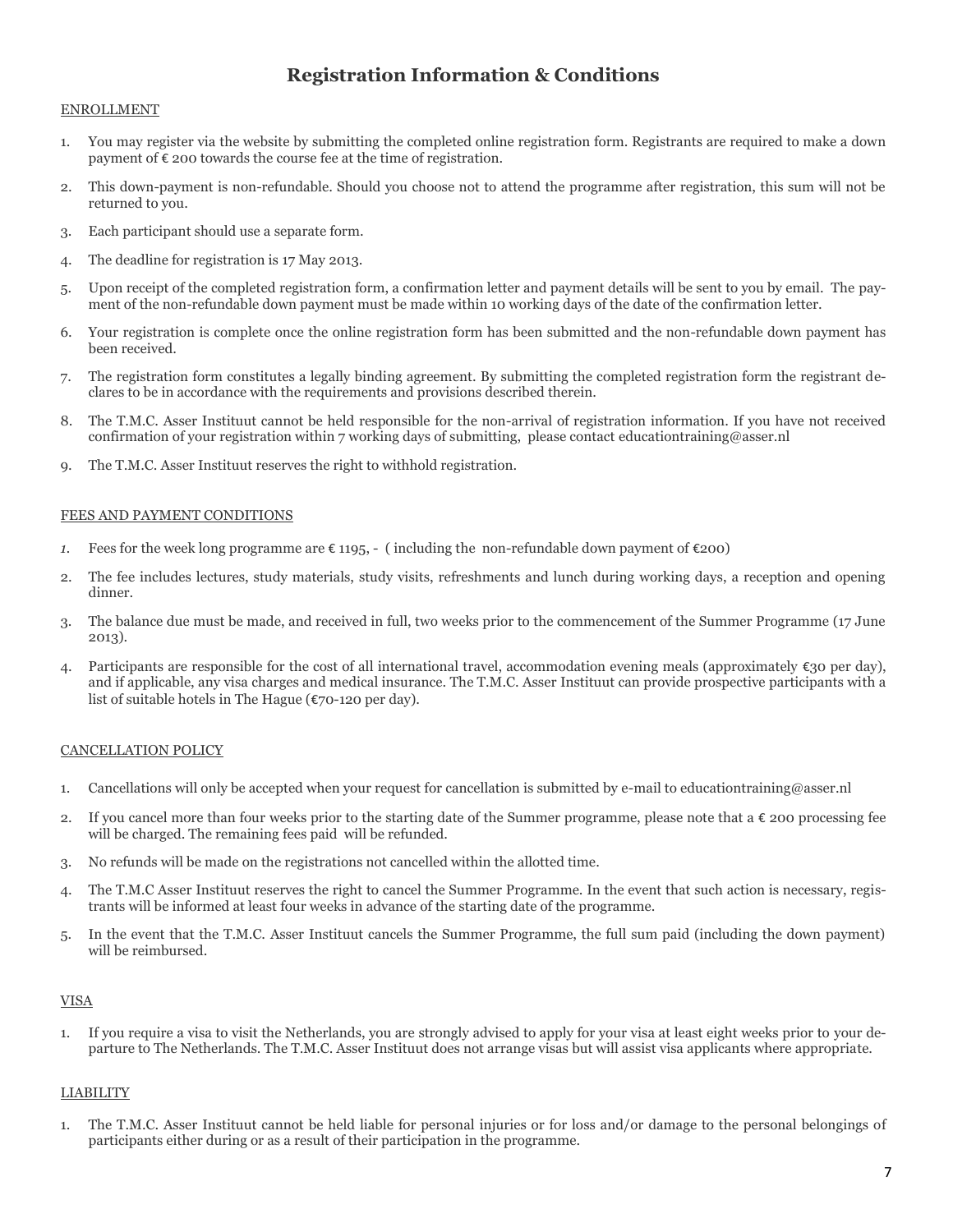# Registration Information & Conditions

ENROLLMENT

1. You may register via the website by submitting the completed online registration form. Registrants are required to make a down payment of € 200 towards the course fee at the time of registration.
2. This down-payment is non-refundable. Should you choose not to attend the programme after registration, this sum will not be returned to you.
3. Each participant should use a separate form.
4. The deadline for registration is 17 May 2013.
5. Upon receipt of the completed registration form, a confirmation letter and payment details will be sent to you by email. The payment of the non-refundable down payment must be made within 10 working days of the date of the confirmation letter.
6. Your registration is complete once the online registration form has been submitted and the non-refundable down payment has been received.
7. The registration form constitutes a legally binding agreement. By submitting the completed registration form the registrant declares to be in accordance with the requirements and provisions described therein.
8. The T.M.C. Asser Instituut cannot be held responsible for the non-arrival of registration information. If you have not received confirmation of your registration within 7 working days of submitting, please contact educationtraining@asser.nl
9. The T.M.C. Asser Instituut reserves the right to withhold registration.

FEES AND PAYMENT CONDITIONS

1. Fees for the week long programme are € 1195, - ( including the non-refundable down payment of €200)
2. The fee includes lectures, study materials, study visits, refreshments and lunch during working days, a reception and opening dinner.
3. The balance due must be made, and received in full, two weeks prior to the commencement of the Summer Programme (17 June 2013).
4. Participants are responsible for the cost of all international travel, accommodation evening meals (approximately €30 per day), and if applicable, any visa charges and medical insurance. The T.M.C. Asser Instituut can provide prospective participants with a list of suitable hotels in The Hague (€70-120 per day).

CANCELLATION POLICY

1. Cancellations will only be accepted when your request for cancellation is submitted by e-mail to educationtraining@asser.nl
2. If you cancel more than four weeks prior to the starting date of the Summer programme, please note that a € 200 processing fee will be charged. The remaining fees paid will be refunded.
3. No refunds will be made on the registrations not cancelled within the allotted time.
4. The T.M.C Asser Instituut reserves the right to cancel the Summer Programme. In the event that such action is necessary, registrants will be informed at least four weeks in advance of the starting date of the programme.
5. In the event that the T.M.C. Asser Instituut cancels the Summer Programme, the full sum paid (including the down payment) will be reimbursed.

VISA

1. If you require a visa to visit the Netherlands, you are strongly advised to apply for your visa at least eight weeks prior to your departure to The Netherlands. The T.M.C. Asser Instituut does not arrange visas but will assist visa applicants where appropriate.

LIABILITY

1. The T.M.C. Asser Instituut cannot be held liable for personal injuries or for loss and/or damage to the personal belongings of participants either during or as a result of their participation in the programme.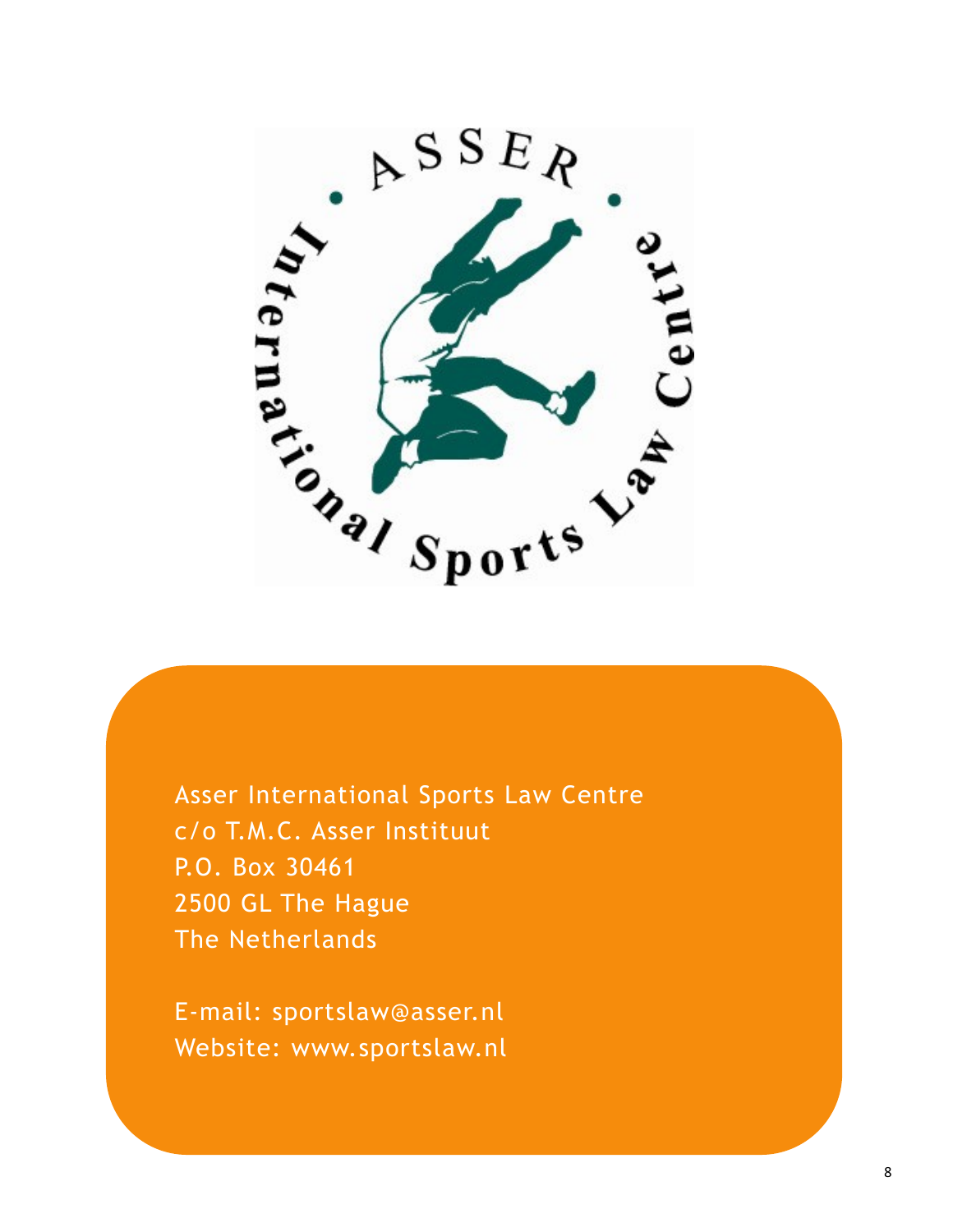Asser International Sports Law Centre
c/o T.M.C. Asser Instituut
P.O. Box 30461
2500 GL The Hague
The Netherlands

E-mail: sportslaw@asser.nl
Website: www.sportslaw.nl